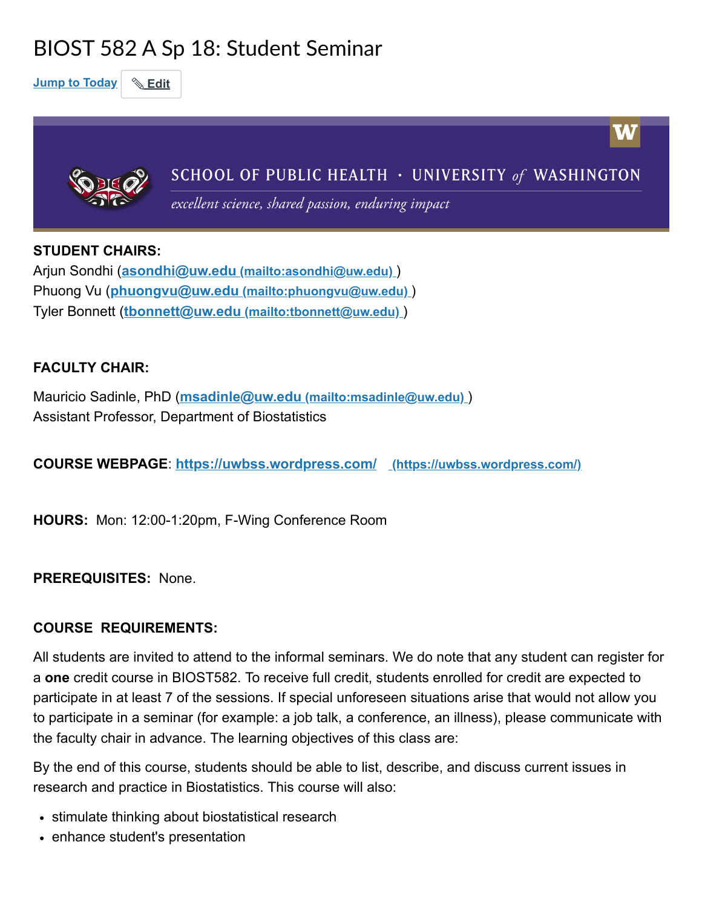# BIOST 582 A Sp 18: Student Seminar

Jump to Today | Edit

SCHOOL OF PUBLIC HEALTH · UNIVERSITY *of* WASHINGTON

*excellent science, shared passion, enduring impact*

**STUDENT CHAIRS:**
Arjun Sondhi (**asondhi@uw.edu** (mailto:asondhi@uw.edu) )
Phuong Vu (**phuongvu@uw.edu** (mailto:phuongvu@uw.edu) )
Tyler Bonnett (**tbonnett@uw.edu** (mailto:tbonnett@uw.edu) )

**FACULTY CHAIR:**

Mauricio Sadinle, PhD (**msadinle@uw.edu** (mailto:msadinle@uw.edu) )
Assistant Professor, Department of Biostatistics

**COURSE WEBPAGE**: **https://uwbss.wordpress.com/** (https://uwbss.wordpress.com/)

**HOURS:** Mon: 12:00-1:20pm, F-Wing Conference Room

**PREREQUISITES:** None.

**COURSE REQUIREMENTS:**

All students are invited to attend to the informal seminars. We do note that any student can register for a **one** credit course in BIOST582. To receive full credit, students enrolled for credit are expected to participate in at least 7 of the sessions. If special unforeseen situations arise that would not allow you to participate in a seminar (for example: a job talk, a conference, an illness), please communicate with the faculty chair in advance. The learning objectives of this class are:

By the end of this course, students should be able to list, describe, and discuss current issues in research and practice in Biostatistics. This course will also:

- stimulate thinking about biostatistical research
- enhance student's presentation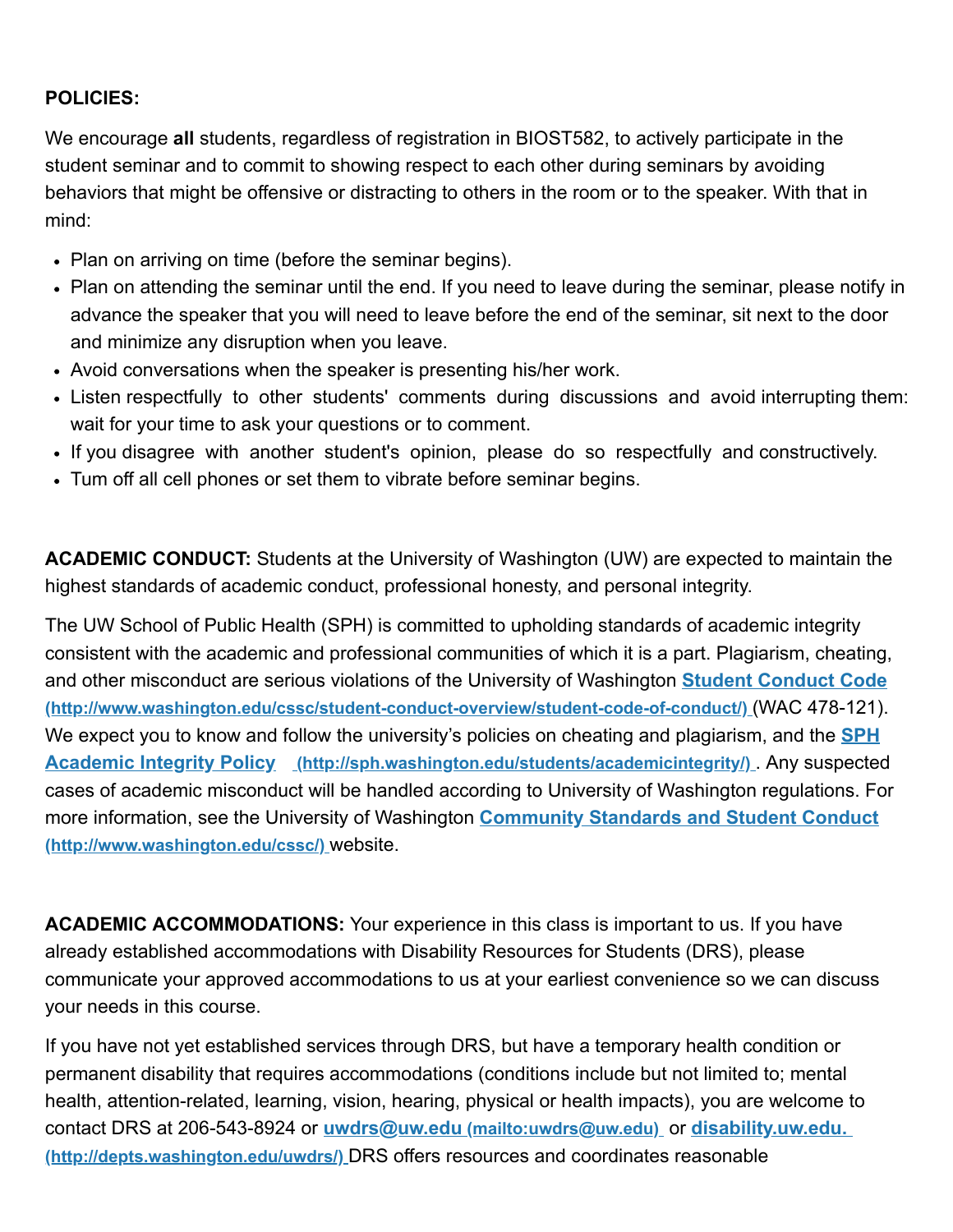**POLICIES:**

We encourage **all** students, regardless of registration in BIOST582, to actively participate in the student seminar and to commit to showing respect to each other during seminars by avoiding behaviors that might be offensive or distracting to others in the room or to the speaker. With that in mind:

- Plan on arriving on time (before the seminar begins).
- Plan on attending the seminar until the end. If you need to leave during the seminar, please notify in advance the speaker that you will need to leave before the end of the seminar, sit next to the door and minimize any disruption when you leave.
- Avoid conversations when the speaker is presenting his/her work.
- Listen respectfully to other students' comments during discussions and avoid interrupting them: wait for your time to ask your questions or to comment.
- If you disagree with another student's opinion, please do so respectfully and constructively.
- Tum off all cell phones or set them to vibrate before seminar begins.

**ACADEMIC CONDUCT:** Students at the University of Washington (UW) are expected to maintain the highest standards of academic conduct, professional honesty, and personal integrity.

The UW School of Public Health (SPH) is committed to upholding standards of academic integrity consistent with the academic and professional communities of which it is a part. Plagiarism, cheating, and other misconduct are serious violations of the University of Washington [Student Conduct Code (http://www.washington.edu/cssc/student-conduct-overview/student-code-of-conduct/)](http://www.washington.edu/cssc/student-conduct-overview/student-code-of-conduct/) (WAC 478-121). We expect you to know and follow the university's policies on cheating and plagiarism, and the [SPH Academic Integrity Policy (http://sph.washington.edu/students/academicintegrity/)](http://sph.washington.edu/students/academicintegrity/). Any suspected cases of academic misconduct will be handled according to University of Washington regulations. For more information, see the University of Washington [Community Standards and Student Conduct (http://www.washington.edu/cssc/)](http://www.washington.edu/cssc/) website.

**ACADEMIC ACCOMMODATIONS:** Your experience in this class is important to us. If you have already established accommodations with Disability Resources for Students (DRS), please communicate your approved accommodations to us at your earliest convenience so we can discuss your needs in this course.

If you have not yet established services through DRS, but have a temporary health condition or permanent disability that requires accommodations (conditions include but not limited to; mental health, attention-related, learning, vision, hearing, physical or health impacts), you are welcome to contact DRS at 206-543-8924 or [uwdrs@uw.edu (mailto:uwdrs@uw.edu)](mailto:uwdrs@uw.edu) or [disability.uw.edu. (http://depts.washington.edu/uwdrs/)](http://depts.washington.edu/uwdrs/) DRS offers resources and coordinates reasonable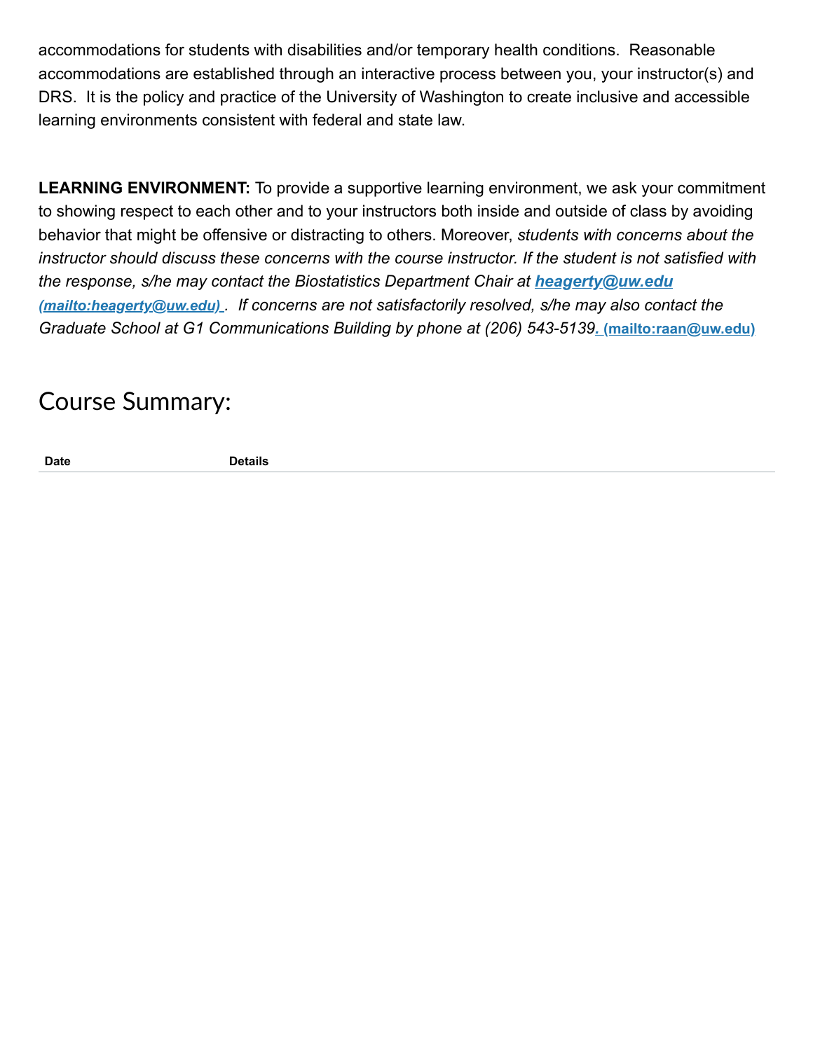accommodations for students with disabilities and/or temporary health conditions.  Reasonable accommodations are established through an interactive process between you, your instructor(s) and DRS.  It is the policy and practice of the University of Washington to create inclusive and accessible learning environments consistent with federal and state law.

**LEARNING ENVIRONMENT:** To provide a supportive learning environment, we ask your commitment to showing respect to each other and to your instructors both inside and outside of class by avoiding behavior that might be offensive or distracting to others. Moreover, *students with concerns about the instructor should discuss these concerns with the course instructor. If the student is not satisfied with the response, s/he may contact the Biostatistics Department Chair at* ***heagerty@uw.edu (mailto:heagerty@uw.edu)*** *. If concerns are not satisfactorily resolved, s/he may also contact the Graduate School at G1 Communications Building by phone at (206) 543-5139*. (mailto:raan@uw.edu)

## Course Summary:

| Date | Details |
| --- | --- |